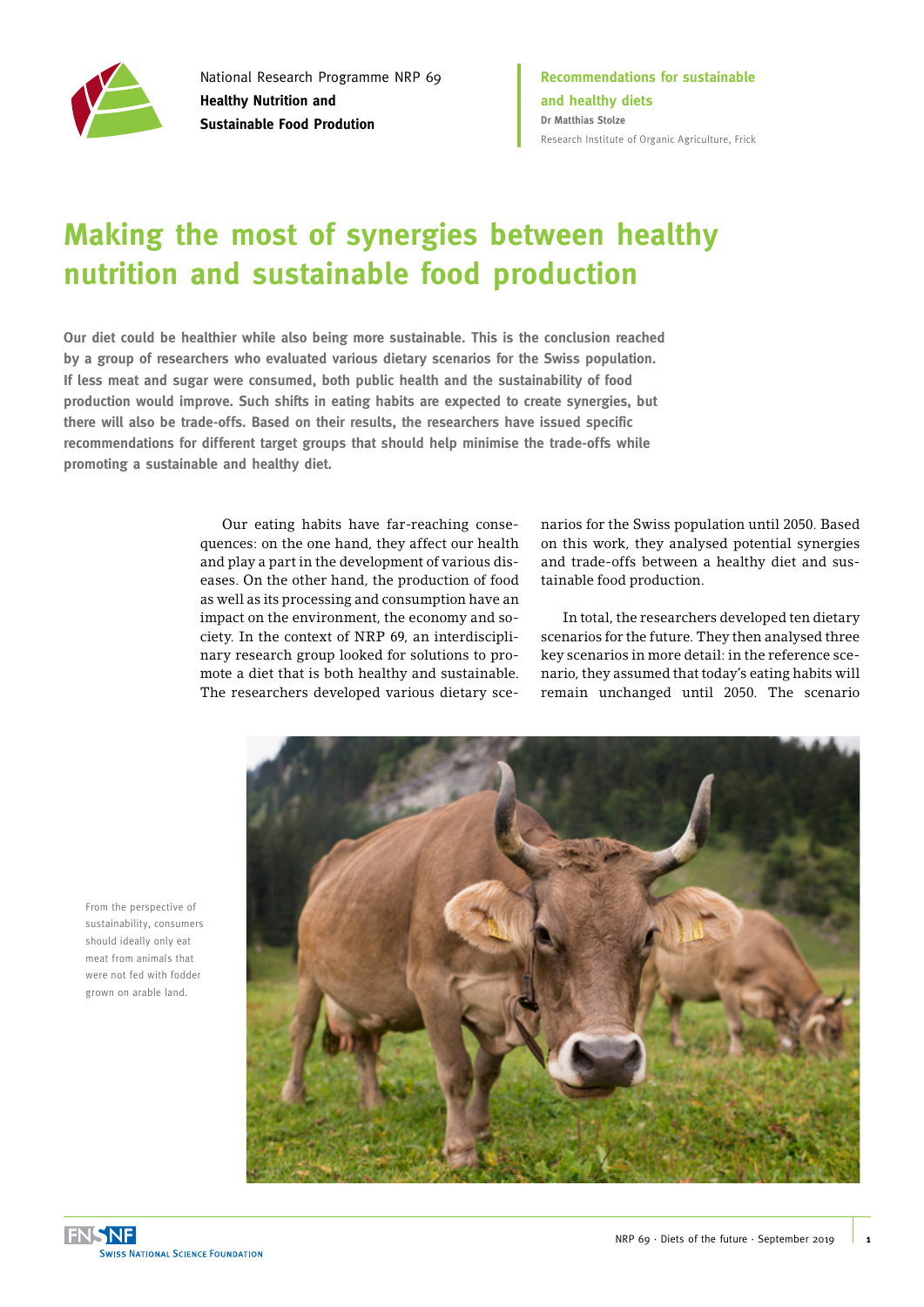National Research Programme NRP 69
**Healthy Nutrition and Sustainable Food Prodution**

**Recommendations for sustainable and healthy diets**
**Dr Matthias Stolze**
Research Institute of Organic Agriculture, Frick

# Making the most of synergies between healthy nutrition and sustainable food production

**Our diet could be healthier while also being more sustainable. This is the conclusion reached by a group of researchers who evaluated various dietary scenarios for the Swiss population. If less meat and sugar were consumed, both public health and the sustainability of food production would improve. Such shifts in eating habits are expected to create synergies, but there will also be trade-offs. Based on their results, the researchers have issued specific recommendations for different target groups that should help minimise the trade-offs while promoting a sustainable and healthy diet.**

Our eating habits have far-reaching consequences: on the one hand, they affect our health and play a part in the development of various diseases. On the other hand, the production of food as well as its processing and consumption have an impact on the environment, the economy and society. In the context of NRP 69, an interdisciplinary research group looked for solutions to promote a diet that is both healthy and sustainable. The researchers developed various dietary scenarios for the Swiss population until 2050. Based on this work, they analysed potential synergies and trade-offs between a healthy diet and sustainable food production.

In total, the researchers developed ten dietary scenarios for the future. They then analysed three key scenarios in more detail: in the reference scenario, they assumed that today's eating habits will remain unchanged until 2050. The scenario

From the perspective of sustainability, consumers should ideally only eat meat from animals that were not fed with fodder grown on arable land.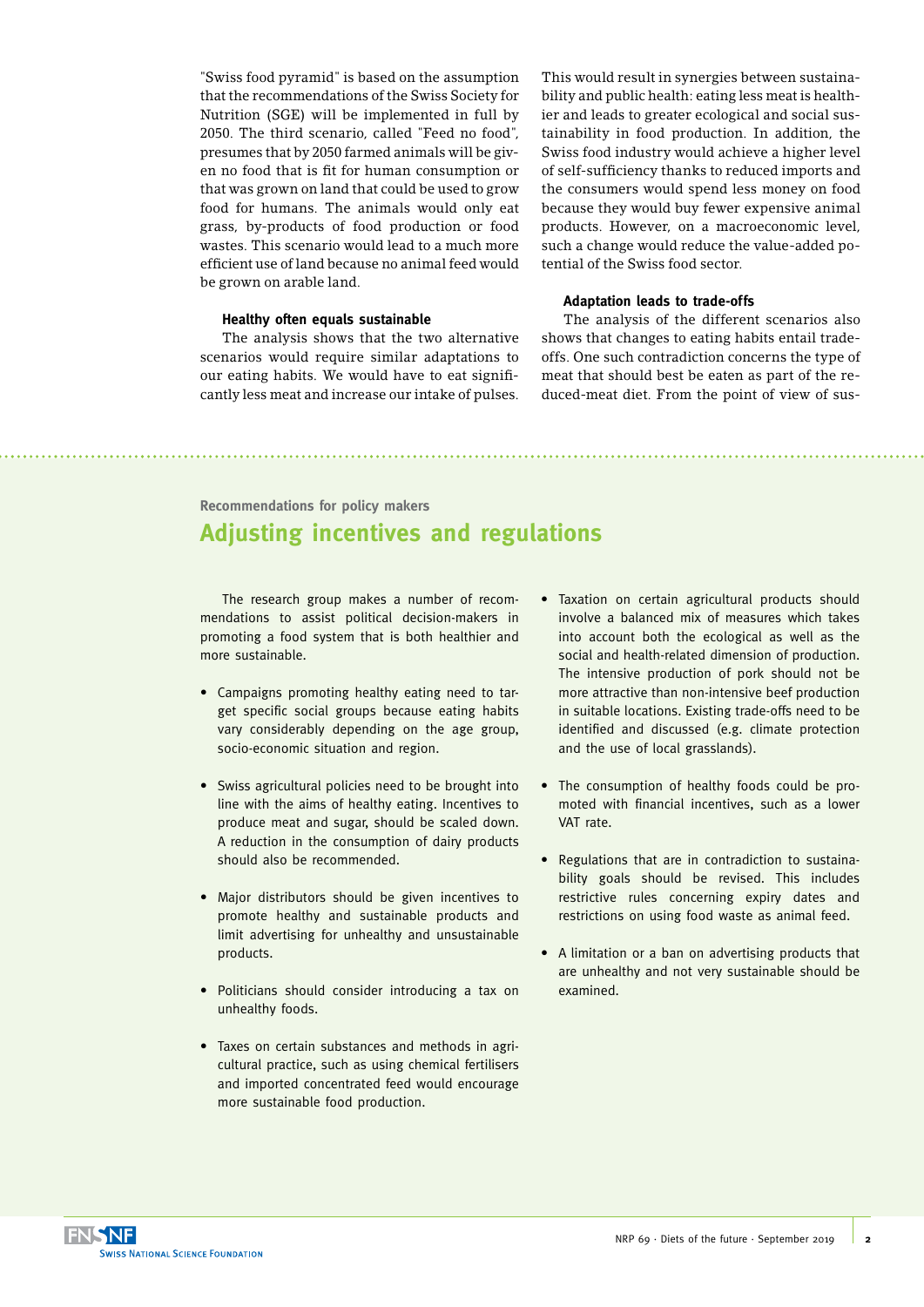"Swiss food pyramid" is based on the assumption that the recommendations of the Swiss Society for Nutrition (SGE) will be implemented in full by 2050. The third scenario, called "Feed no food", presumes that by 2050 farmed animals will be given no food that is fit for human consumption or that was grown on land that could be used to grow food for humans. The animals would only eat grass, by-products of food production or food wastes. This scenario would lead to a much more efficient use of land because no animal feed would be grown on arable land.

#### Healthy often equals sustainable

The analysis shows that the two alternative scenarios would require similar adaptations to our eating habits. We would have to eat significantly less meat and increase our intake of pulses. This would result in synergies between sustainability and public health: eating less meat is healthier and leads to greater ecological and social sustainability in food production. In addition, the Swiss food industry would achieve a higher level of self-sufficiency thanks to reduced imports and the consumers would spend less money on food because they would buy fewer expensive animal products. However, on a macroeconomic level, such a change would reduce the value-added potential of the Swiss food sector.

#### Adaptation leads to trade-offs

The analysis of the different scenarios also shows that changes to eating habits entail trade-offs. One such contradiction concerns the type of meat that should best be eaten as part of the reduced-meat diet. From the point of view of sus-

Recommendations for policy makers

## Adjusting incentives and regulations

The research group makes a number of recommendations to assist political decision-makers in promoting a food system that is both healthier and more sustainable.

- Campaigns promoting healthy eating need to target specific social groups because eating habits vary considerably depending on the age group, socio-economic situation and region.
- Swiss agricultural policies need to be brought into line with the aims of healthy eating. Incentives to produce meat and sugar, should be scaled down. A reduction in the consumption of dairy products should also be recommended.
- Major distributors should be given incentives to promote healthy and sustainable products and limit advertising for unhealthy and unsustainable products.
- Politicians should consider introducing a tax on unhealthy foods.
- Taxes on certain substances and methods in agricultural practice, such as using chemical fertilisers and imported concentrated feed would encourage more sustainable food production.
- Taxation on certain agricultural products should involve a balanced mix of measures which takes into account both the ecological as well as the social and health-related dimension of production. The intensive production of pork should not be more attractive than non-intensive beef production in suitable locations. Existing trade-offs need to be identified and discussed (e.g. climate protection and the use of local grasslands).
- The consumption of healthy foods could be promoted with financial incentives, such as a lower VAT rate.
- Regulations that are in contradiction to sustainability goals should be revised. This includes restrictive rules concerning expiry dates and restrictions on using food waste as animal feed.
- A limitation or a ban on advertising products that are unhealthy and not very sustainable should be examined.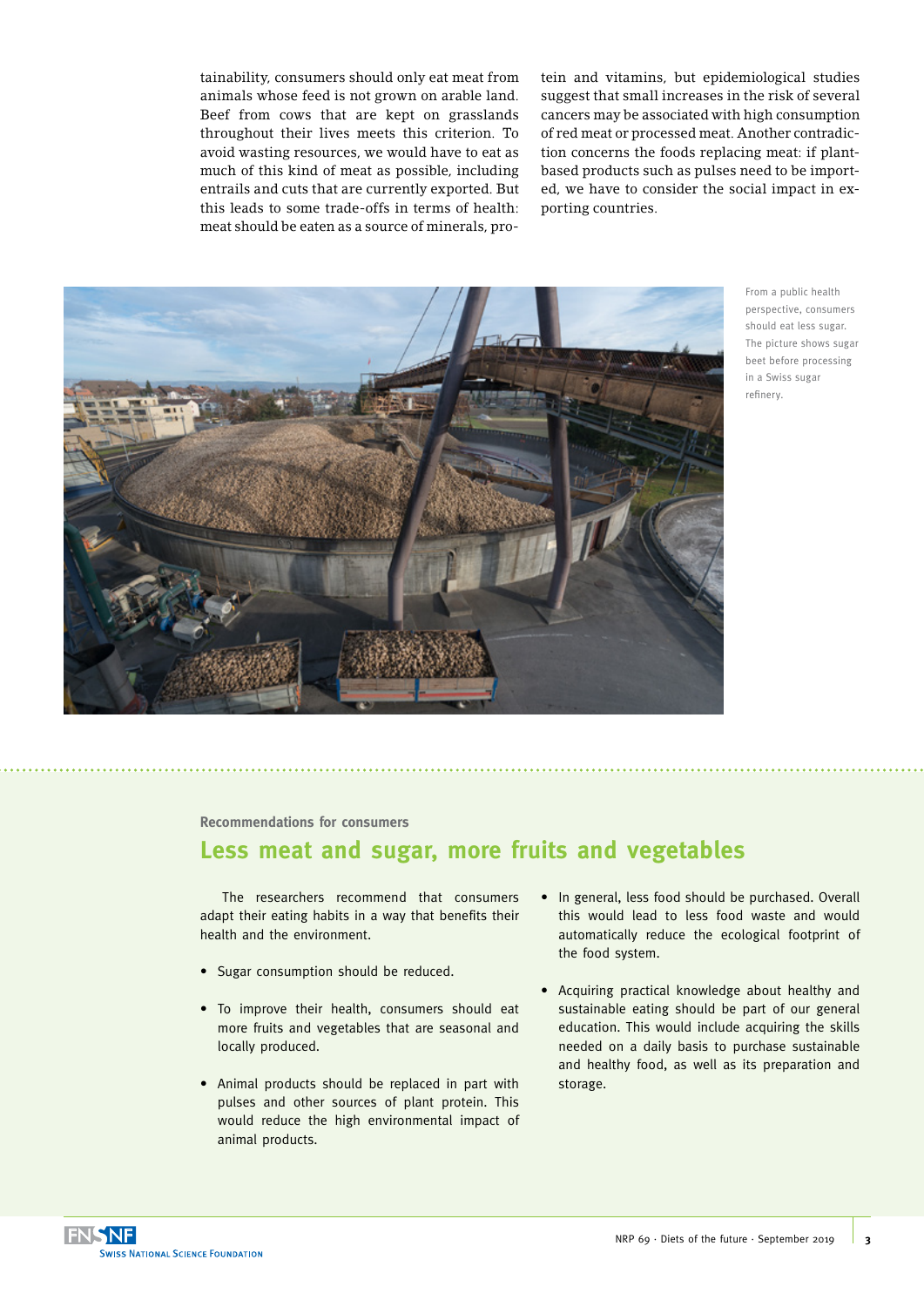tainability, consumers should only eat meat from animals whose feed is not grown on arable land. Beef from cows that are kept on grasslands throughout their lives meets this criterion. To avoid wasting resources, we would have to eat as much of this kind of meat as possible, including entrails and cuts that are currently exported. But this leads to some trade-offs in terms of health: meat should be eaten as a source of minerals, protein and vitamins, but epidemiological studies suggest that small increases in the risk of several cancers may be associated with high consumption of red meat or processed meat. Another contradiction concerns the foods replacing meat: if plant-based products such as pulses need to be imported, we have to consider the social impact in exporting countries.

From a public health perspective, consumers should eat less sugar. The picture shows sugar beet before processing in a Swiss sugar refinery.

Recommendations for consumers

## Less meat and sugar, more fruits and vegetables

The researchers recommend that consumers adapt their eating habits in a way that benefits their health and the environment.

- Sugar consumption should be reduced.
- To improve their health, consumers should eat more fruits and vegetables that are seasonal and locally produced.
- Animal products should be replaced in part with pulses and other sources of plant protein. This would reduce the high environmental impact of animal products.
- In general, less food should be purchased. Overall this would lead to less food waste and would automatically reduce the ecological footprint of the food system.
- Acquiring practical knowledge about healthy and sustainable eating should be part of our general education. This would include acquiring the skills needed on a daily basis to purchase sustainable and healthy food, as well as its preparation and storage.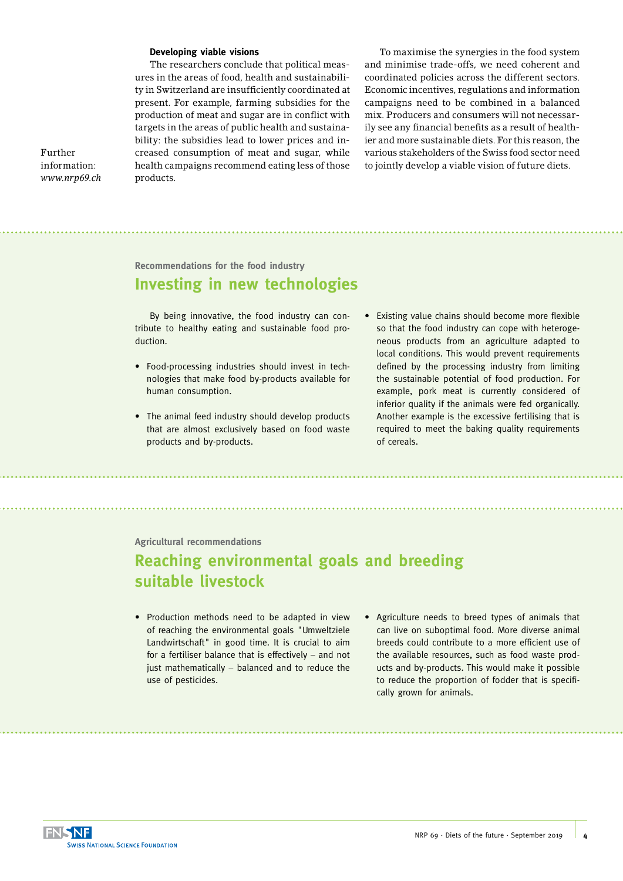### Developing viable visions

The researchers conclude that political measures in the areas of food, health and sustainability in Switzerland are insufficiently coordinated at present. For example, farming subsidies for the production of meat and sugar are in conflict with targets in the areas of public health and sustainability: the subsidies lead to lower prices and increased consumption of meat and sugar, while health campaigns recommend eating less of those products.

To maximise the synergies in the food system and minimise trade-offs, we need coherent and coordinated policies across the different sectors. Economic incentives, regulations and information campaigns need to be combined in a balanced mix. Producers and consumers will not necessarily see any financial benefits as a result of healthier and more sustainable diets. For this reason, the various stakeholders of the Swiss food sector need to jointly develop a viable vision of future diets.

Further information: *www.nrp69.ch*

Recommendations for the food industry

## Investing in new technologies

By being innovative, the food industry can contribute to healthy eating and sustainable food production.

- Food-processing industries should invest in technologies that make food by-products available for human consumption.
- The animal feed industry should develop products that are almost exclusively based on food waste products and by-products.
- Existing value chains should become more flexible so that the food industry can cope with heterogeneous products from an agriculture adapted to local conditions. This would prevent requirements defined by the processing industry from limiting the sustainable potential of food production. For example, pork meat is currently considered of inferior quality if the animals were fed organically. Another example is the excessive fertilising that is required to meet the baking quality requirements of cereals.

Agricultural recommendations

## Reaching environmental goals and breeding suitable livestock

- Production methods need to be adapted in view of reaching the environmental goals "Umweltziele Landwirtschaft" in good time. It is crucial to aim for a fertiliser balance that is effectively – and not just mathematically – balanced and to reduce the use of pesticides.
- Agriculture needs to breed types of animals that can live on suboptimal food. More diverse animal breeds could contribute to a more efficient use of the available resources, such as food waste products and by-products. This would make it possible to reduce the proportion of fodder that is specifically grown for animals.